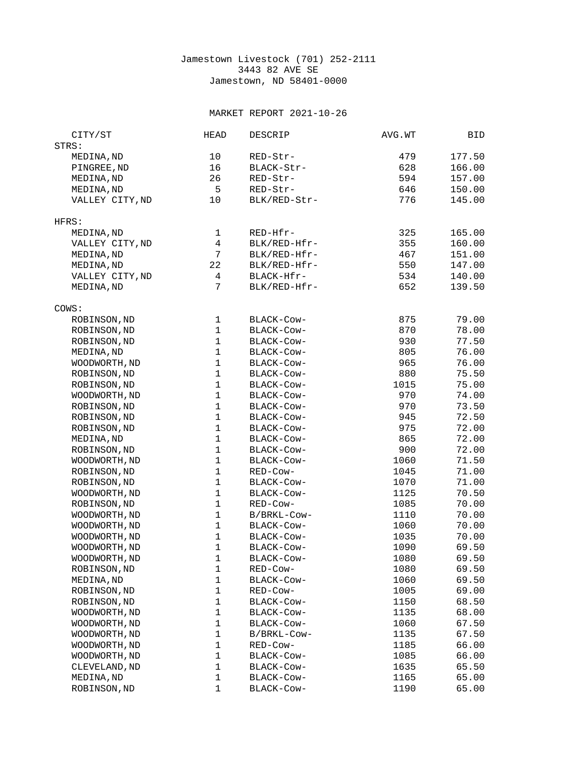Jamestown Livestock (701) 252-2111
3443 82 AVE SE
Jamestown, ND 58401-0000

MARKET REPORT 2021-10-26

| CITY/ST | HEAD | DESCRIP | AVG.WT | BID |
|---|---|---|---|---|
| **STRS:** | | | | |
| MEDINA,ND | 10 | RED-Str- | 479 | 177.50 |
| PINGREE,ND | 16 | BLACK-Str- | 628 | 166.00 |
| MEDINA,ND | 26 | RED-Str- | 594 | 157.00 |
| MEDINA,ND | 5 | RED-Str- | 646 | 150.00 |
| VALLEY CITY,ND | 10 | BLK/RED-Str- | 776 | 145.00 |
| **HFRS:** | | | | |
| MEDINA,ND | 1 | RED-Hfr- | 325 | 165.00 |
| VALLEY CITY,ND | 4 | BLK/RED-Hfr- | 355 | 160.00 |
| MEDINA,ND | 7 | BLK/RED-Hfr- | 467 | 151.00 |
| MEDINA,ND | 22 | BLK/RED-Hfr- | 550 | 147.00 |
| VALLEY CITY,ND | 4 | BLACK-Hfr- | 534 | 140.00 |
| MEDINA,ND | 7 | BLK/RED-Hfr- | 652 | 139.50 |
| **COWS:** | | | | |
| ROBINSON,ND | 1 | BLACK-Cow- | 875 | 79.00 |
| ROBINSON,ND | 1 | BLACK-Cow- | 870 | 78.00 |
| ROBINSON,ND | 1 | BLACK-Cow- | 930 | 77.50 |
| MEDINA,ND | 1 | BLACK-Cow- | 805 | 76.00 |
| WOODWORTH,ND | 1 | BLACK-Cow- | 965 | 76.00 |
| ROBINSON,ND | 1 | BLACK-Cow- | 880 | 75.50 |
| ROBINSON,ND | 1 | BLACK-Cow- | 1015 | 75.00 |
| WOODWORTH,ND | 1 | BLACK-Cow- | 970 | 74.00 |
| ROBINSON,ND | 1 | BLACK-Cow- | 970 | 73.50 |
| ROBINSON,ND | 1 | BLACK-Cow- | 945 | 72.50 |
| ROBINSON,ND | 1 | BLACK-Cow- | 975 | 72.00 |
| MEDINA,ND | 1 | BLACK-Cow- | 865 | 72.00 |
| ROBINSON,ND | 1 | BLACK-Cow- | 900 | 72.00 |
| WOODWORTH,ND | 1 | BLACK-Cow- | 1060 | 71.50 |
| ROBINSON,ND | 1 | RED-Cow- | 1045 | 71.00 |
| ROBINSON,ND | 1 | BLACK-Cow- | 1070 | 71.00 |
| WOODWORTH,ND | 1 | BLACK-Cow- | 1125 | 70.50 |
| ROBINSON,ND | 1 | RED-Cow- | 1085 | 70.00 |
| WOODWORTH,ND | 1 | B/BRKL-Cow- | 1110 | 70.00 |
| WOODWORTH,ND | 1 | BLACK-Cow- | 1060 | 70.00 |
| WOODWORTH,ND | 1 | BLACK-Cow- | 1035 | 70.00 |
| WOODWORTH,ND | 1 | BLACK-Cow- | 1090 | 69.50 |
| WOODWORTH,ND | 1 | BLACK-Cow- | 1080 | 69.50 |
| ROBINSON,ND | 1 | RED-Cow- | 1080 | 69.50 |
| MEDINA,ND | 1 | BLACK-Cow- | 1060 | 69.50 |
| ROBINSON,ND | 1 | RED-Cow- | 1005 | 69.00 |
| ROBINSON,ND | 1 | BLACK-Cow- | 1150 | 68.50 |
| WOODWORTH,ND | 1 | BLACK-Cow- | 1135 | 68.00 |
| WOODWORTH,ND | 1 | BLACK-Cow- | 1060 | 67.50 |
| WOODWORTH,ND | 1 | B/BRKL-Cow- | 1135 | 67.50 |
| WOODWORTH,ND | 1 | RED-Cow- | 1185 | 66.00 |
| WOODWORTH,ND | 1 | BLACK-Cow- | 1085 | 66.00 |
| CLEVELAND,ND | 1 | BLACK-Cow- | 1635 | 65.50 |
| MEDINA,ND | 1 | BLACK-Cow- | 1165 | 65.00 |
| ROBINSON,ND | 1 | BLACK-Cow- | 1190 | 65.00 |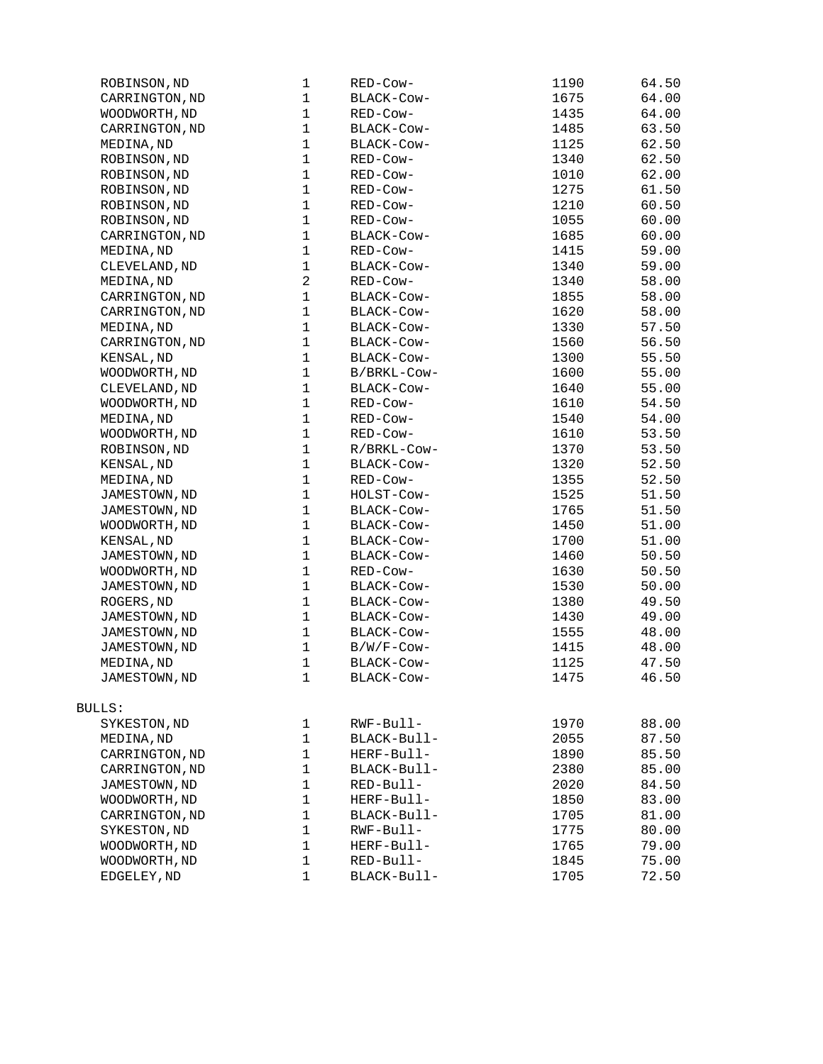| | | | | |
|---|---|---|---|---|
| ROBINSON,ND | 1 | RED-Cow- | 1190 | 64.50 |
| CARRINGTON,ND | 1 | BLACK-Cow- | 1675 | 64.00 |
| WOODWORTH,ND | 1 | RED-Cow- | 1435 | 64.00 |
| CARRINGTON,ND | 1 | BLACK-Cow- | 1485 | 63.50 |
| MEDINA,ND | 1 | BLACK-Cow- | 1125 | 62.50 |
| ROBINSON,ND | 1 | RED-Cow- | 1340 | 62.50 |
| ROBINSON,ND | 1 | RED-Cow- | 1010 | 62.00 |
| ROBINSON,ND | 1 | RED-Cow- | 1275 | 61.50 |
| ROBINSON,ND | 1 | RED-Cow- | 1210 | 60.50 |
| ROBINSON,ND | 1 | RED-Cow- | 1055 | 60.00 |
| CARRINGTON,ND | 1 | BLACK-Cow- | 1685 | 60.00 |
| MEDINA,ND | 1 | RED-Cow- | 1415 | 59.00 |
| CLEVELAND,ND | 1 | BLACK-Cow- | 1340 | 59.00 |
| MEDINA,ND | 2 | RED-Cow- | 1340 | 58.00 |
| CARRINGTON,ND | 1 | BLACK-Cow- | 1855 | 58.00 |
| CARRINGTON,ND | 1 | BLACK-Cow- | 1620 | 58.00 |
| MEDINA,ND | 1 | BLACK-Cow- | 1330 | 57.50 |
| CARRINGTON,ND | 1 | BLACK-Cow- | 1560 | 56.50 |
| KENSAL,ND | 1 | BLACK-Cow- | 1300 | 55.50 |
| WOODWORTH,ND | 1 | B/BRKL-Cow- | 1600 | 55.00 |
| CLEVELAND,ND | 1 | BLACK-Cow- | 1640 | 55.00 |
| WOODWORTH,ND | 1 | RED-Cow- | 1610 | 54.50 |
| MEDINA,ND | 1 | RED-Cow- | 1540 | 54.00 |
| WOODWORTH,ND | 1 | RED-Cow- | 1610 | 53.50 |
| ROBINSON,ND | 1 | R/BRKL-Cow- | 1370 | 53.50 |
| KENSAL,ND | 1 | BLACK-Cow- | 1320 | 52.50 |
| MEDINA,ND | 1 | RED-Cow- | 1355 | 52.50 |
| JAMESTOWN,ND | 1 | HOLST-Cow- | 1525 | 51.50 |
| JAMESTOWN,ND | 1 | BLACK-Cow- | 1765 | 51.50 |
| WOODWORTH,ND | 1 | BLACK-Cow- | 1450 | 51.00 |
| KENSAL,ND | 1 | BLACK-Cow- | 1700 | 51.00 |
| JAMESTOWN,ND | 1 | BLACK-Cow- | 1460 | 50.50 |
| WOODWORTH,ND | 1 | RED-Cow- | 1630 | 50.50 |
| JAMESTOWN,ND | 1 | BLACK-Cow- | 1530 | 50.00 |
| ROGERS,ND | 1 | BLACK-Cow- | 1380 | 49.50 |
| JAMESTOWN,ND | 1 | BLACK-Cow- | 1430 | 49.00 |
| JAMESTOWN,ND | 1 | BLACK-Cow- | 1555 | 48.00 |
| JAMESTOWN,ND | 1 | B/W/F-Cow- | 1415 | 48.00 |
| MEDINA,ND | 1 | BLACK-Cow- | 1125 | 47.50 |
| JAMESTOWN,ND | 1 | BLACK-Cow- | 1475 | 46.50 |

BULLS:

| | | | | |
|---|---|---|---|---|
| SYKESTON,ND | 1 | RWF-Bull- | 1970 | 88.00 |
| MEDINA,ND | 1 | BLACK-Bull- | 2055 | 87.50 |
| CARRINGTON,ND | 1 | HERF-Bull- | 1890 | 85.50 |
| CARRINGTON,ND | 1 | BLACK-Bull- | 2380 | 85.00 |
| JAMESTOWN,ND | 1 | RED-Bull- | 2020 | 84.50 |
| WOODWORTH,ND | 1 | HERF-Bull- | 1850 | 83.00 |
| CARRINGTON,ND | 1 | BLACK-Bull- | 1705 | 81.00 |
| SYKESTON,ND | 1 | RWF-Bull- | 1775 | 80.00 |
| WOODWORTH,ND | 1 | HERF-Bull- | 1765 | 79.00 |
| WOODWORTH,ND | 1 | RED-Bull- | 1845 | 75.00 |
| EDGELEY,ND | 1 | BLACK-Bull- | 1705 | 72.50 |